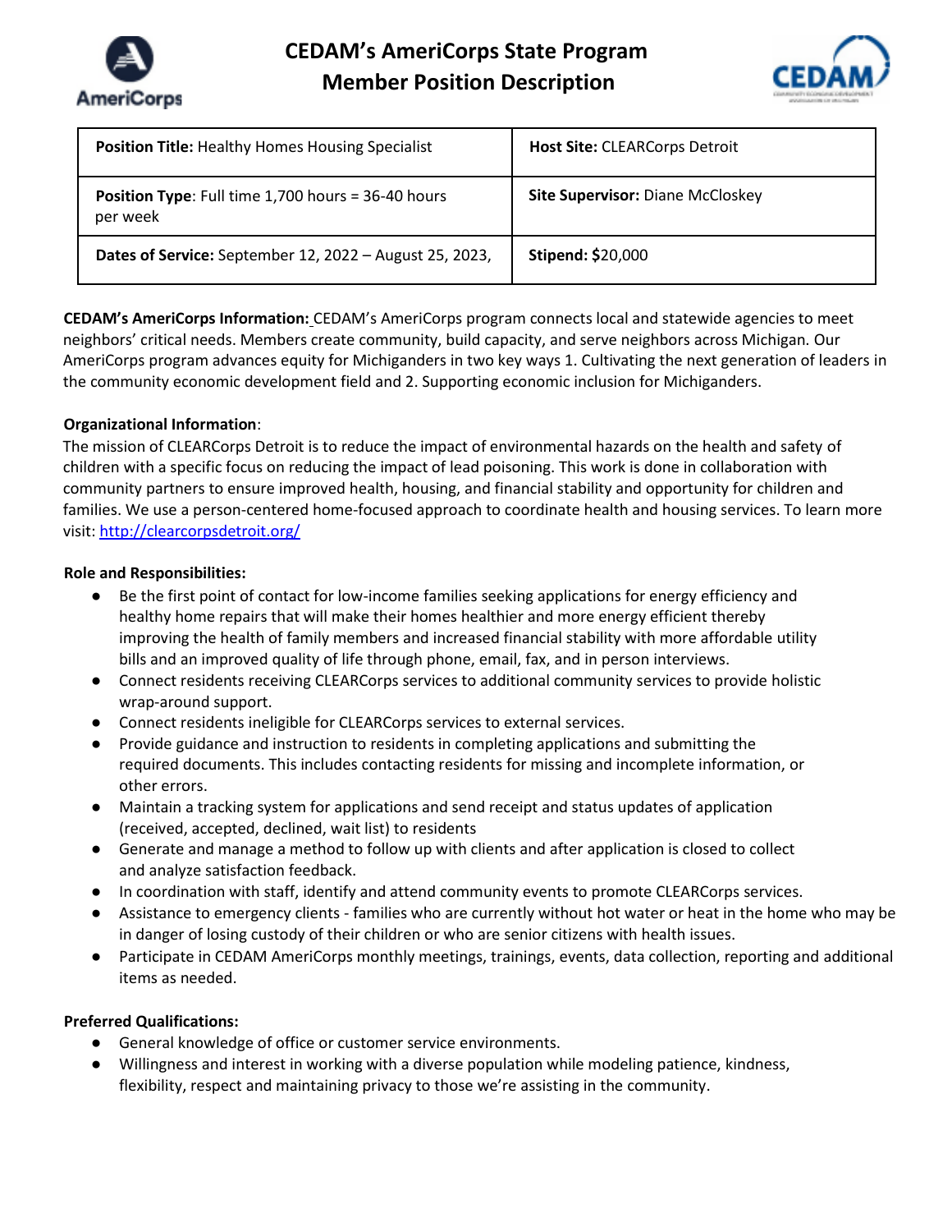# CEDAM's AmeriCorps State Program
## Member Position Description

| **Position Title:** Healthy Homes Housing Specialist | **Host Site:** CLEARCorps Detroit |
|---|---|
| **Position Type**: Full time 1,700 hours = 36-40 hours per week | **Site Supervisor:** Diane McCloskey |
| **Dates of Service:** September 12, 2022 – August 25, 2023, | **Stipend:** $20,000 |

**CEDAM's AmeriCorps Information:** CEDAM's AmeriCorps program connects local and statewide agencies to meet neighbors' critical needs. Members create community, build capacity, and serve neighbors across Michigan. Our AmeriCorps program advances equity for Michiganders in two key ways 1. Cultivating the next generation of leaders in the community economic development field and 2. Supporting economic inclusion for Michiganders.

**Organizational Information**:
The mission of CLEARCorps Detroit is to reduce the impact of environmental hazards on the health and safety of children with a specific focus on reducing the impact of lead poisoning. This work is done in collaboration with community partners to ensure improved health, housing, and financial stability and opportunity for children and families. We use a person-centered home-focused approach to coordinate health and housing services. To learn more visit: http://clearcorpsdetroit.org/

**Role and Responsibilities:**

- Be the first point of contact for low-income families seeking applications for energy efficiency and healthy home repairs that will make their homes healthier and more energy efficient thereby improving the health of family members and increased financial stability with more affordable utility bills and an improved quality of life through phone, email, fax, and in person interviews.
- Connect residents receiving CLEARCorps services to additional community services to provide holistic wrap-around support.
- Connect residents ineligible for CLEARCorps services to external services.
- Provide guidance and instruction to residents in completing applications and submitting the required documents. This includes contacting residents for missing and incomplete information, or other errors.
- Maintain a tracking system for applications and send receipt and status updates of application (received, accepted, declined, wait list) to residents
- Generate and manage a method to follow up with clients and after application is closed to collect and analyze satisfaction feedback.
- In coordination with staff, identify and attend community events to promote CLEARCorps services.
- Assistance to emergency clients - families who are currently without hot water or heat in the home who may be in danger of losing custody of their children or who are senior citizens with health issues.
- Participate in CEDAM AmeriCorps monthly meetings, trainings, events, data collection, reporting and additional items as needed.

**Preferred Qualifications:**

- General knowledge of office or customer service environments.
- Willingness and interest in working with a diverse population while modeling patience, kindness, flexibility, respect and maintaining privacy to those we're assisting in the community.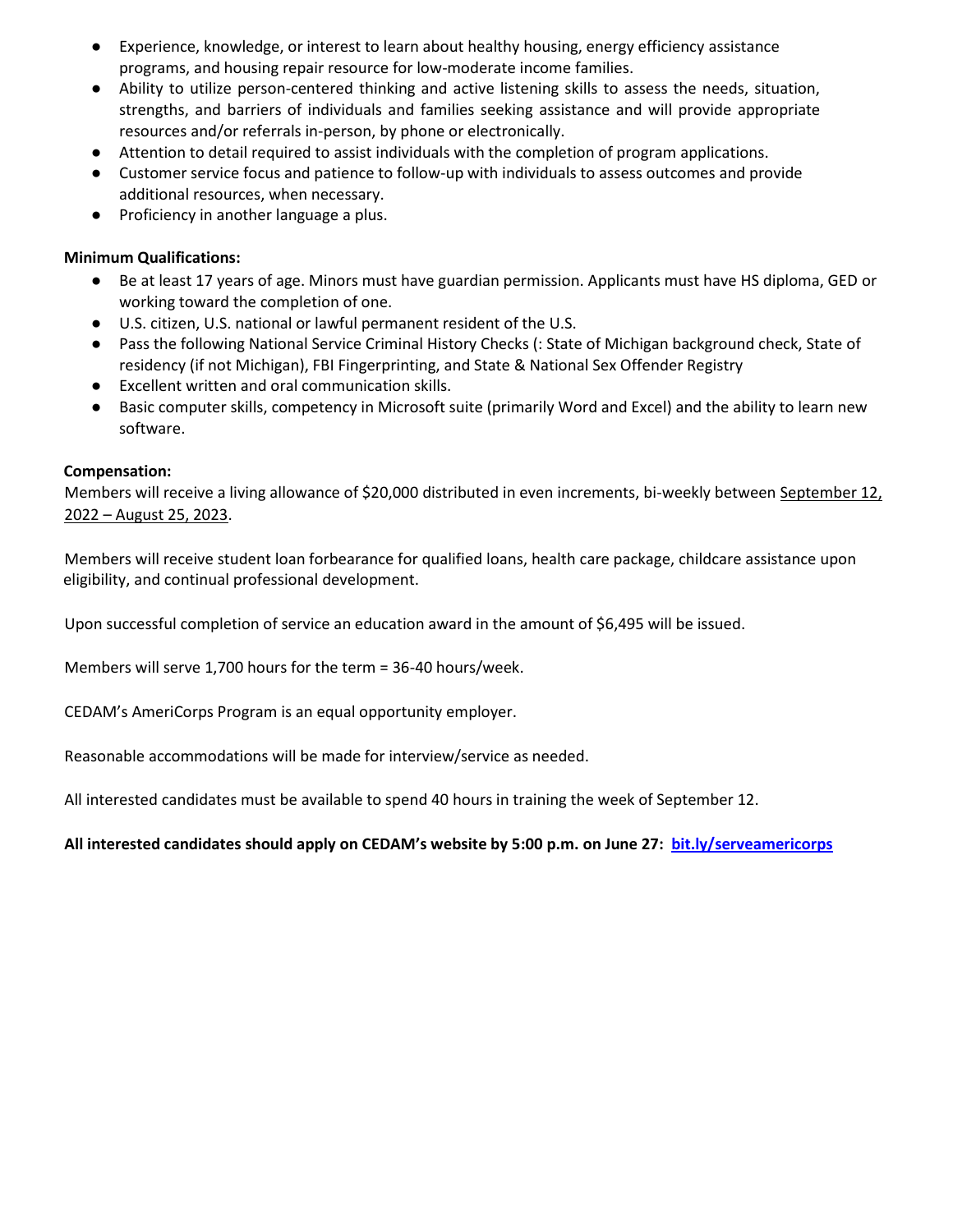- Experience, knowledge, or interest to learn about healthy housing, energy efficiency assistance programs, and housing repair resource for low-moderate income families.
- Ability to utilize person-centered thinking and active listening skills to assess the needs, situation, strengths, and barriers of individuals and families seeking assistance and will provide appropriate resources and/or referrals in-person, by phone or electronically.
- Attention to detail required to assist individuals with the completion of program applications.
- Customer service focus and patience to follow-up with individuals to assess outcomes and provide additional resources, when necessary.
- Proficiency in another language a plus.

**Minimum Qualifications:**

- Be at least 17 years of age. Minors must have guardian permission. Applicants must have HS diploma, GED or working toward the completion of one.
- U.S. citizen, U.S. national or lawful permanent resident of the U.S.
- Pass the following National Service Criminal History Checks (: State of Michigan background check, State of residency (if not Michigan), FBI Fingerprinting, and State & National Sex Offender Registry
- Excellent written and oral communication skills.
- Basic computer skills, competency in Microsoft suite (primarily Word and Excel) and the ability to learn new software.

**Compensation:**

Members will receive a living allowance of $20,000 distributed in even increments, bi-weekly between September 12, 2022 – August 25, 2023.

Members will receive student loan forbearance for qualified loans, health care package, childcare assistance upon eligibility, and continual professional development.

Upon successful completion of service an education award in the amount of $6,495 will be issued.

Members will serve 1,700 hours for the term = 36-40 hours/week.

CEDAM's AmeriCorps Program is an equal opportunity employer.

Reasonable accommodations will be made for interview/service as needed.

All interested candidates must be available to spend 40 hours in training the week of September 12.

**All interested candidates should apply on CEDAM's website by 5:00 p.m. on June 27: [bit.ly/serveamericorps](http://bit.ly/serveamericorps)**